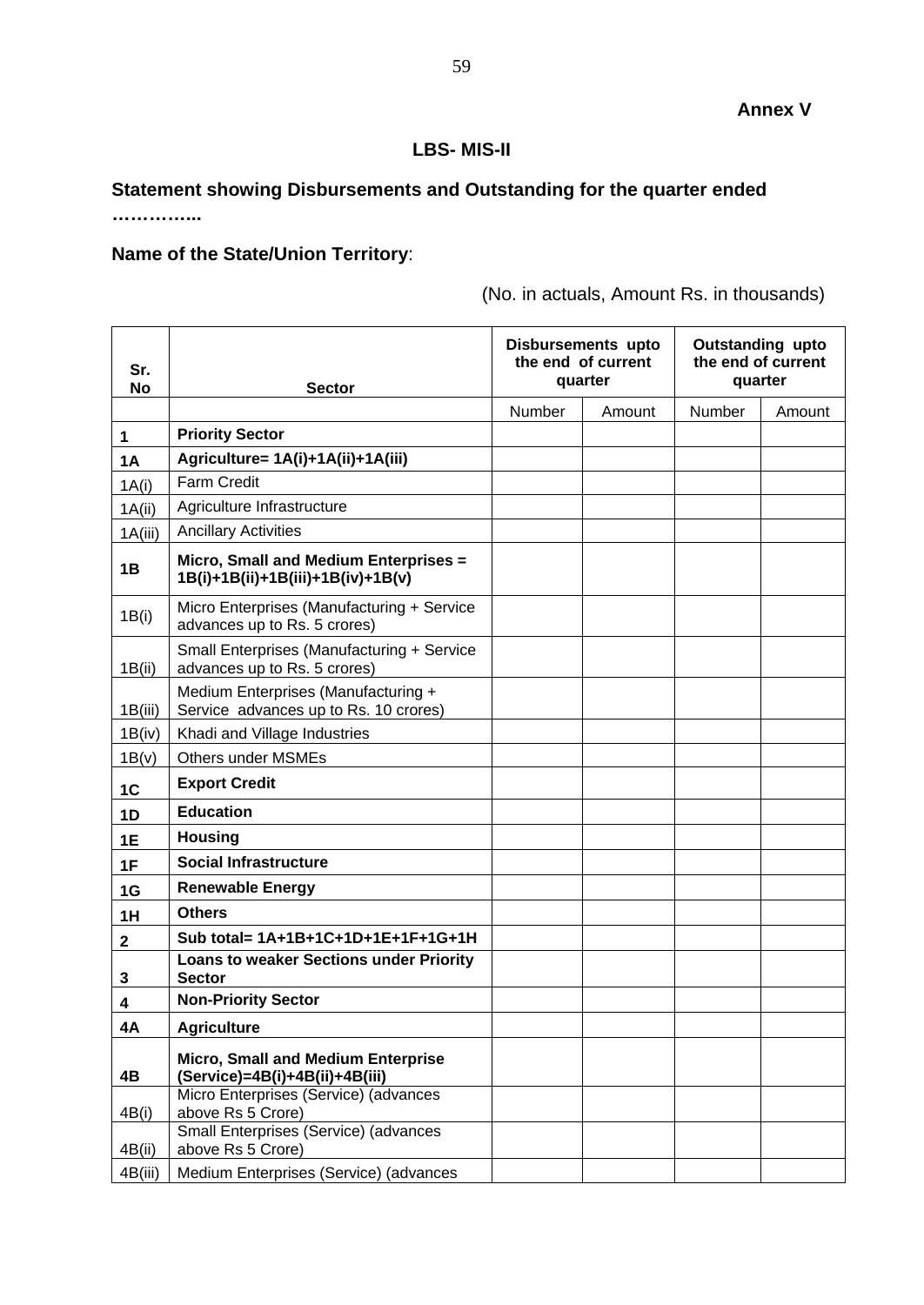**Annex V**

**LBS- MIS-II**

**Statement showing Disbursements and Outstanding for the quarter ended ……………..**

**Name of the State/Union Territory**:

(No. in actuals, Amount Rs. in thousands)

| Sr. No | Sector | Disbursements upto the end of current quarter | | Outstanding upto the end of current quarter | |
|---|---|---|---|---|---|
| | | Number | Amount | Number | Amount |
| **1** | **Priority Sector** | | | | |
| **1A** | **Agriculture= 1A(i)+1A(ii)+1A(iii)** | | | | |
| 1A(i) | Farm Credit | | | | |
| 1A(ii) | Agriculture Infrastructure | | | | |
| 1A(iii) | Ancillary Activities | | | | |
| **1B** | **Micro, Small and Medium Enterprises = 1B(i)+1B(ii)+1B(iii)+1B(iv)+1B(v)** | | | | |
| 1B(i) | Micro Enterprises (Manufacturing + Service advances up to Rs. 5 crores) | | | | |
| 1B(ii) | Small Enterprises (Manufacturing + Service advances up to Rs. 5 crores) | | | | |
| 1B(iii) | Medium Enterprises (Manufacturing + Service advances up to Rs. 10 crores) | | | | |
| 1B(iv) | Khadi and Village Industries | | | | |
| 1B(v) | Others under MSMEs | | | | |
| **1C** | **Export Credit** | | | | |
| **1D** | **Education** | | | | |
| **1E** | **Housing** | | | | |
| **1F** | **Social Infrastructure** | | | | |
| **1G** | **Renewable Energy** | | | | |
| **1H** | **Others** | | | | |
| **2** | **Sub total= 1A+1B+1C+1D+1E+1F+1G+1H** | | | | |
| **3** | **Loans to weaker Sections under Priority Sector** | | | | |
| **4** | **Non-Priority Sector** | | | | |
| **4A** | **Agriculture** | | | | |
| **4B** | **Micro, Small and Medium Enterprise (Service)=4B(i)+4B(ii)+4B(iii)** | | | | |
| 4B(i) | Micro Enterprises (Service) (advances above Rs 5 Crore) | | | | |
| 4B(ii) | Small Enterprises (Service) (advances above Rs 5 Crore) | | | | |
| 4B(iii) | Medium Enterprises (Service) (advances | | | | |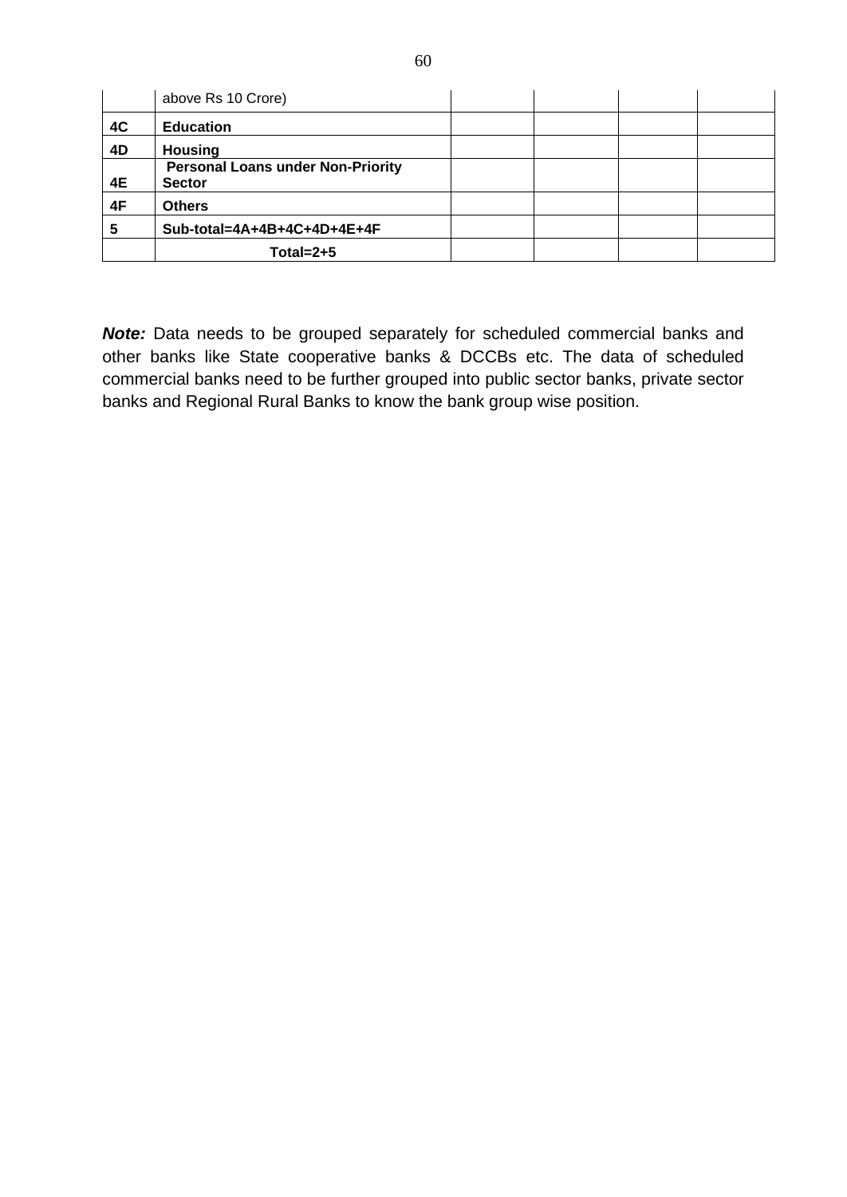| | | | | | |
|---|---|---|---|---|---|
| | above Rs 10 Crore) | | | | |
| **4C** | **Education** | | | | |
| **4D** | **Housing** | | | | |
| **4E** | **Personal Loans under Non-Priority Sector** | | | | |
| **4F** | **Others** | | | | |
| **5** | **Sub-total=4A+4B+4C+4D+4E+4F** | | | | |
| | **Total=2+5** | | | | |

***Note:*** Data needs to be grouped separately for scheduled commercial banks and other banks like State cooperative banks & DCCBs etc. The data of scheduled commercial banks need to be further grouped into public sector banks, private sector banks and Regional Rural Banks to know the bank group wise position.